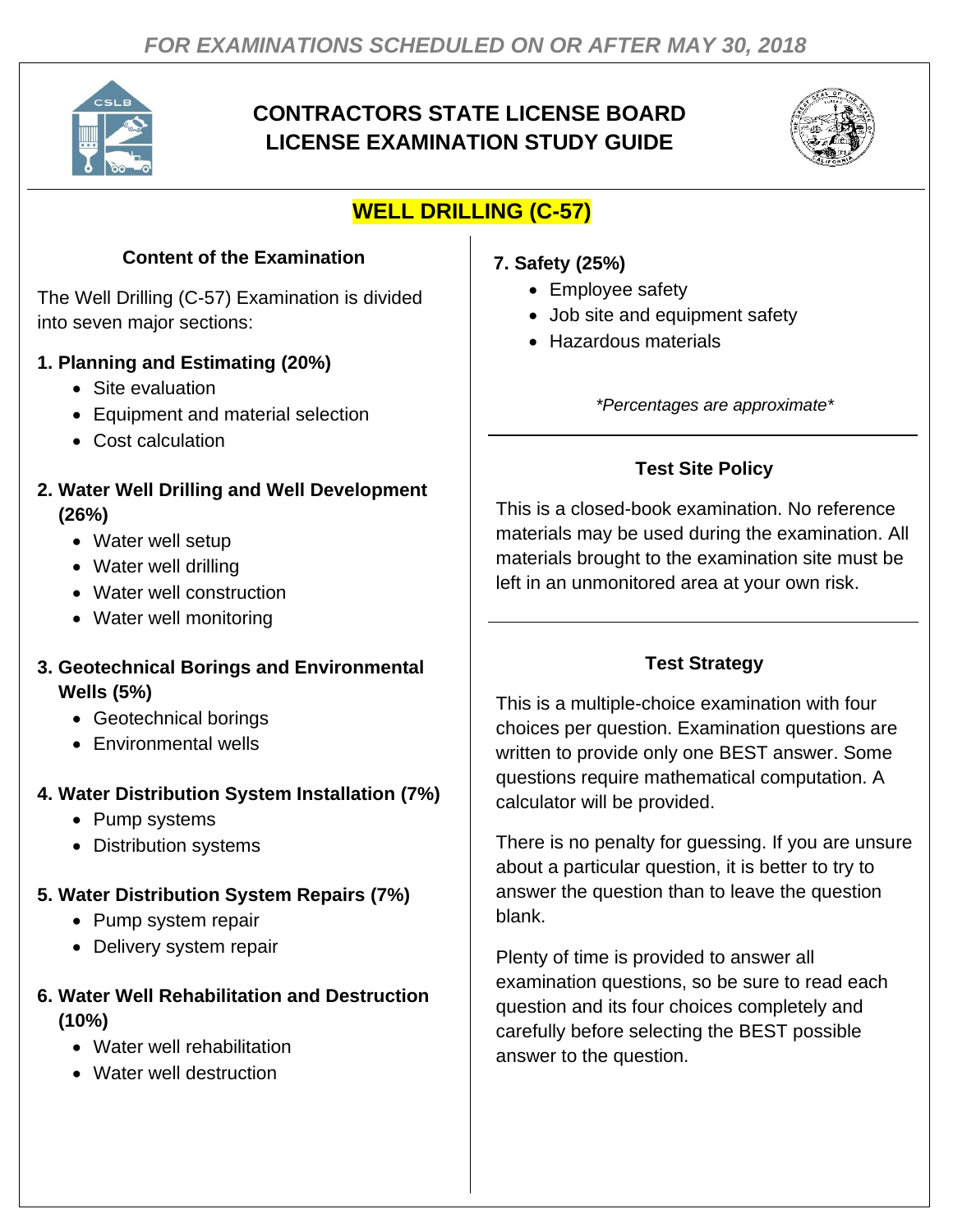*FOR EXAMINATIONS SCHEDULED ON OR AFTER MAY 30, 2018*

# CONTRACTORS STATE LICENSE BOARD LICENSE EXAMINATION STUDY GUIDE

## WELL DRILLING (C-57)

### Content of the Examination

The Well Drilling (C-57) Examination is divided into seven major sections:

**1. Planning and Estimating (20%)**
- Site evaluation
- Equipment and material selection
- Cost calculation

**2. Water Well Drilling and Well Development (26%)**
- Water well setup
- Water well drilling
- Water well construction
- Water well monitoring

**3. Geotechnical Borings and Environmental Wells (5%)**
- Geotechnical borings
- Environmental wells

**4. Water Distribution System Installation (7%)**
- Pump systems
- Distribution systems

**5. Water Distribution System Repairs (7%)**
- Pump system repair
- Delivery system repair

**6. Water Well Rehabilitation and Destruction (10%)**
- Water well rehabilitation
- Water well destruction

**7. Safety (25%)**
- Employee safety
- Job site and equipment safety
- Hazardous materials

*\*Percentages are approximate\**

### Test Site Policy

This is a closed-book examination. No reference materials may be used during the examination. All materials brought to the examination site must be left in an unmonitored area at your own risk.

### Test Strategy

This is a multiple-choice examination with four choices per question. Examination questions are written to provide only one BEST answer. Some questions require mathematical computation. A calculator will be provided.

There is no penalty for guessing. If you are unsure about a particular question, it is better to try to answer the question than to leave the question blank.

Plenty of time is provided to answer all examination questions, so be sure to read each question and its four choices completely and carefully before selecting the BEST possible answer to the question.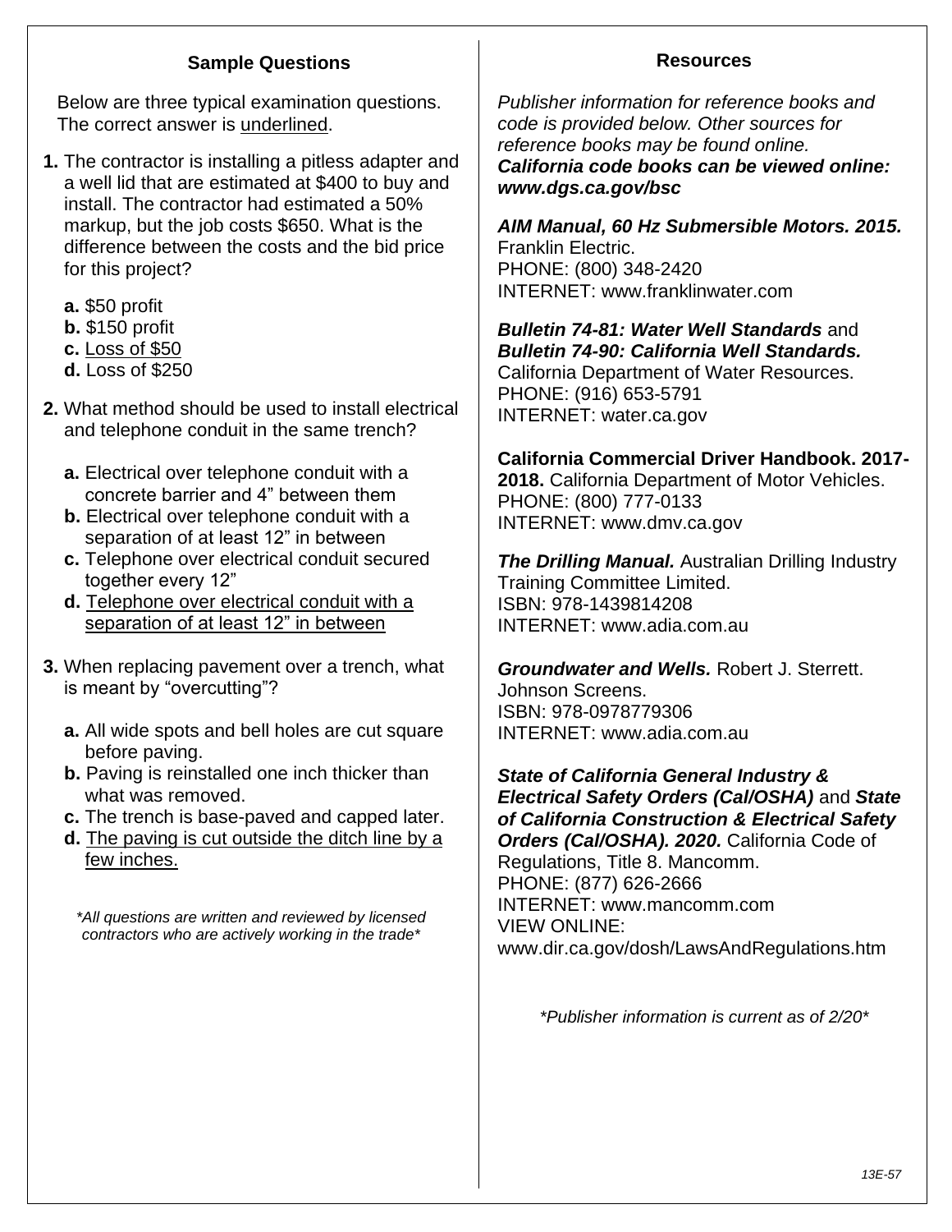## Sample Questions

Below are three typical examination questions. The correct answer is <u>underlined</u>.

**1.** The contractor is installing a pitless adapter and a well lid that are estimated at $400 to buy and install. The contractor had estimated a 50% markup, but the job costs $650. What is the difference between the costs and the bid price for this project?

- **a.** $50 profit
- **b.** $150 profit
- **c.** <u>Loss of $50</u>
- **d.** Loss of $250

**2.** What method should be used to install electrical and telephone conduit in the same trench?

- **a.** Electrical over telephone conduit with a concrete barrier and 4" between them
- **b.** Electrical over telephone conduit with a separation of at least 12" in between
- **c.** Telephone over electrical conduit secured together every 12"
- **d.** <u>Telephone over electrical conduit with a separation of at least 12" in between</u>

**3.** When replacing pavement over a trench, what is meant by "overcutting"?

- **a.** All wide spots and bell holes are cut square before paving.
- **b.** Paving is reinstalled one inch thicker than what was removed.
- **c.** The trench is base-paved and capped later.
- **d.** <u>The paving is cut outside the ditch line by a few inches.</u>

*\*All questions are written and reviewed by licensed contractors who are actively working in the trade\**

## Resources

*Publisher information for reference books and code is provided below. Other sources for reference books may be found online.*
***California code books can be viewed online: www.dgs.ca.gov/bsc***

***AIM Manual, 60 Hz Submersible Motors. 2015.***
Franklin Electric.
PHONE: (800) 348-2420
INTERNET: www.franklinwater.com

***Bulletin 74-81: Water Well Standards*** and ***Bulletin 74-90: California Well Standards.***
California Department of Water Resources.
PHONE: (916) 653-5791
INTERNET: water.ca.gov

**California Commercial Driver Handbook. 2017-2018.** California Department of Motor Vehicles.
PHONE: (800) 777-0133
INTERNET: www.dmv.ca.gov

***The Drilling Manual.*** Australian Drilling Industry Training Committee Limited.
ISBN: 978-1439814208
INTERNET: www.adia.com.au

***Groundwater and Wells.*** Robert J. Sterrett.
Johnson Screens.
ISBN: 978-0978779306
INTERNET: www.adia.com.au

***State of California General Industry & Electrical Safety Orders (Cal/OSHA)*** and ***State of California Construction & Electrical Safety Orders (Cal/OSHA). 2020.*** California Code of Regulations, Title 8. Mancomm.
PHONE: (877) 626-2666
INTERNET: www.mancomm.com
VIEW ONLINE:
www.dir.ca.gov/dosh/LawsAndRegulations.htm

*\*Publisher information is current as of 2/20\**

13E-57